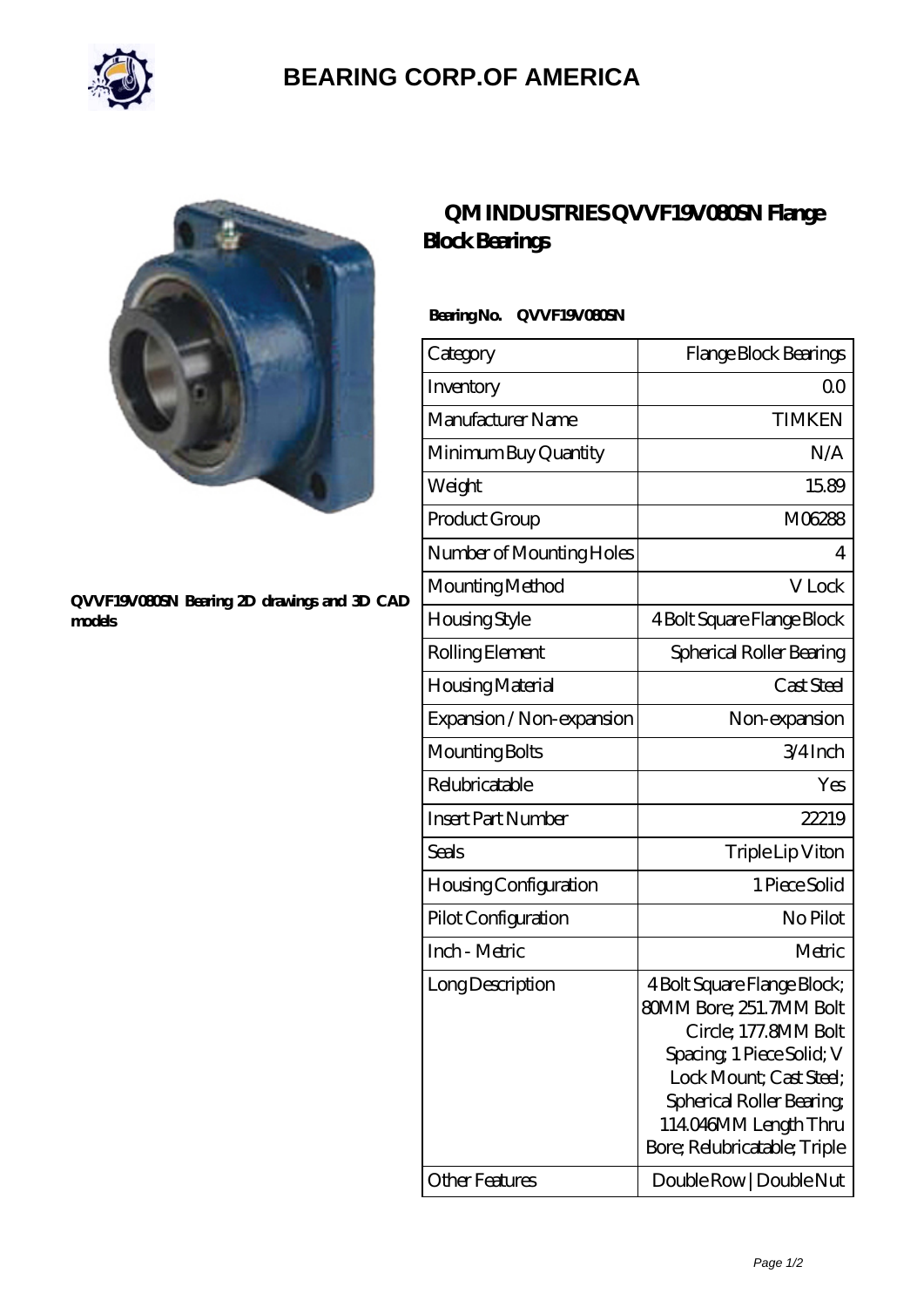# BEARING CORP.OF AMERICA

QVVF19V080SN Bearing 2D drawings and 3D CAD models

## QM INDUSTRIES QVVF19V080SN Flange Block Bearings

**Bearing No. QVVF19V080SN**

| Category | Flange Block Bearings |
|---|---|
| Inventory | 0.0 |
| Manufacturer Name | TIMKEN |
| Minimum Buy Quantity | N/A |
| Weight | 15.89 |
| Product Group | M06288 |
| Number of Mounting Holes | 4 |
| Mounting Method | V Lock |
| Housing Style | 4 Bolt Square Flange Block |
| Rolling Element | Spherical Roller Bearing |
| Housing Material | Cast Steel |
| Expansion / Non-expansion | Non-expansion |
| Mounting Bolts | 3/4 Inch |
| Relubricatable | Yes |
| Insert Part Number | 22219 |
| Seals | Triple Lip Viton |
| Housing Configuration | 1 Piece Solid |
| Pilot Configuration | No Pilot |
| Inch - Metric | Metric |
| Long Description | 4 Bolt Square Flange Block; 80MM Bore; 251.7MM Bolt Circle; 177.8MM Bolt Spacing; 1 Piece Solid; V Lock Mount; Cast Steel; Spherical Roller Bearing; 114.046MM Length Thru Bore; Relubricatable; Triple |
| Other Features | Double Row \| Double Nut |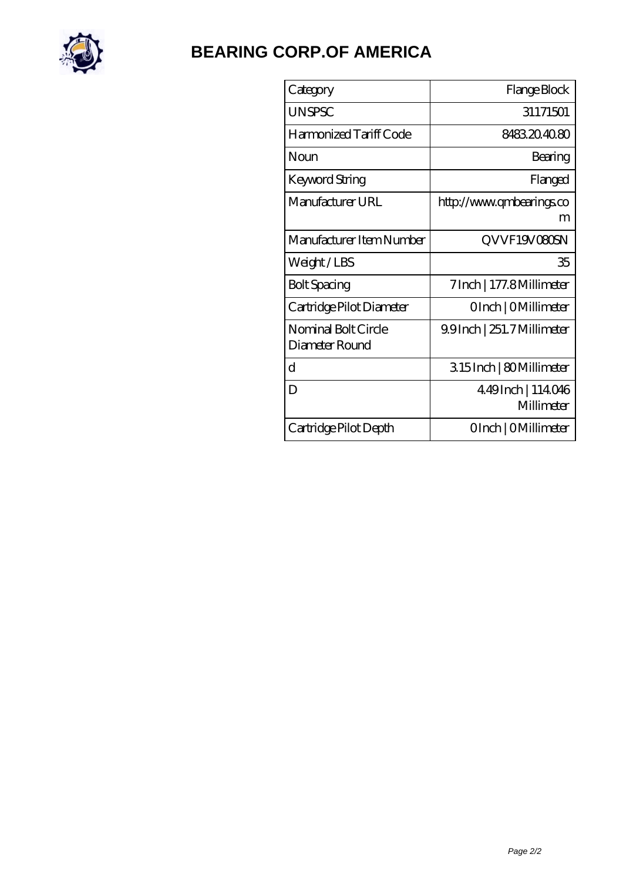# BEARING CORP.OF AMERICA

| | |
|---|---|
| Category | Flange Block |
| UNSPSC | 31171501 |
| Harmonized Tariff Code | 8483.20.40.80 |
| Noun | Bearing |
| Keyword String | Flanged |
| Manufacturer URL | http://www.qmbearings.com |
| Manufacturer Item Number | QVVF19V080SN |
| Weight / LBS | 35 |
| Bolt Spacing | 7 Inch \| 177.8 Millimeter |
| Cartridge Pilot Diameter | 0 Inch \| 0 Millimeter |
| Nominal Bolt Circle Diameter Round | 9.9 Inch \| 251.7 Millimeter |
| d | 3.15 Inch \| 80 Millimeter |
| D | 4.49 Inch \| 114.046 Millimeter |
| Cartridge Pilot Depth | 0 Inch \| 0 Millimeter |